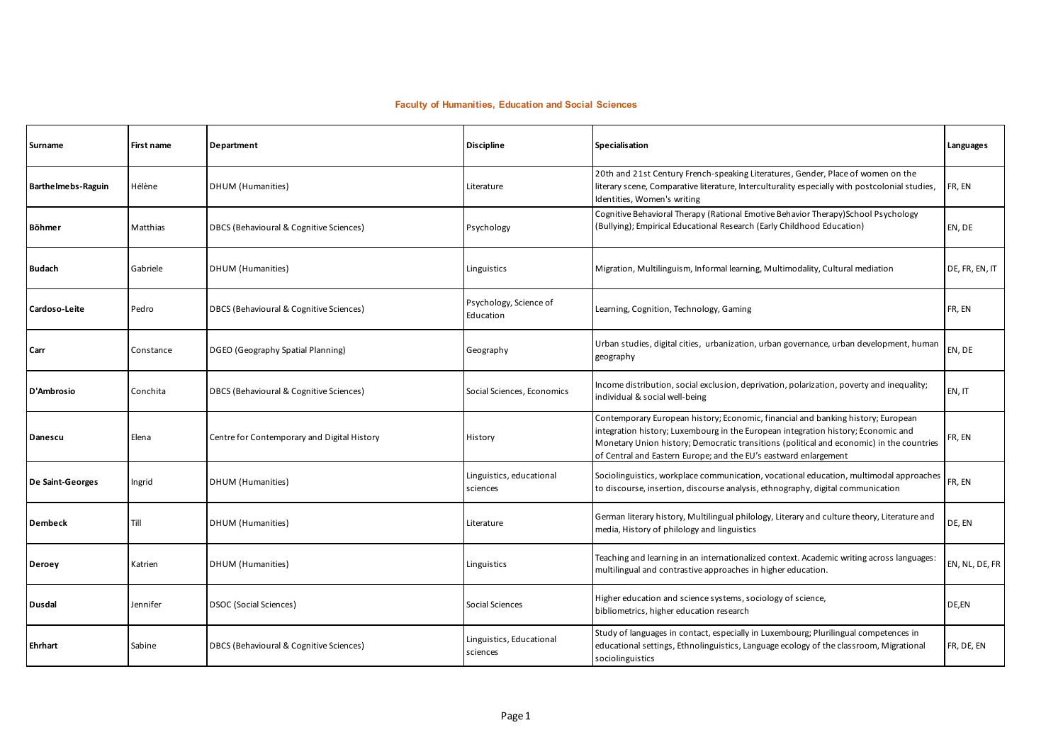### Faculty of Humanities, Education and Social Sciences

| Surname | First name | Department | Discipline | Specialisation | Languages |
|---|---|---|---|---|---|
| **Barthelmebs-Raguin** | Hélène | DHUM (Humanities) | Literature | 20th and 21st Century French-speaking Literatures, Gender, Place of women on the literary scene, Comparative literature, Interculturality especially with postcolonial studies, Identities, Women's writing | FR, EN |
| **Böhmer** | Matthias | DBCS (Behavioural & Cognitive Sciences) | Psychology | Cognitive Behavioral Therapy (Rational Emotive Behavior Therapy)School Psychology (Bullying); Empirical Educational Research (Early Childhood Education) | EN, DE |
| **Budach** | Gabriele | DHUM (Humanities) | Linguistics | Migration, Multilinguism, Informal learning, Multimodality, Cultural mediation | DE, FR, EN, IT |
| **Cardoso-Leite** | Pedro | DBCS (Behavioural & Cognitive Sciences) | Psychology, Science of Education | Learning, Cognition, Technology, Gaming | FR, EN |
| **Carr** | Constance | DGEO (Geography Spatial Planning) | Geography | Urban studies, digital cities, urbanization, urban governance, urban development, human geography | EN, DE |
| **D'Ambrosio** | Conchita | DBCS (Behavioural & Cognitive Sciences) | Social Sciences, Economics | Income distribution, social exclusion, deprivation, polarization, poverty and inequality; individual & social well-being | EN, IT |
| **Danescu** | Elena | Centre for Contemporary and Digital History | History | Contemporary European history; Economic, financial and banking history; European integration history; Luxembourg in the European integration history; Economic and Monetary Union history; Democratic transitions (political and economic) in the countries of Central and Eastern Europe; and the EU's eastward enlargement | FR, EN |
| **De Saint-Georges** | Ingrid | DHUM (Humanities) | Linguistics, educational sciences | Sociolinguistics, workplace communication, vocational education, multimodal approaches to discourse, insertion, discourse analysis, ethnography, digital communication | FR, EN |
| **Dembeck** | Till | DHUM (Humanities) | Literature | German literary history, Multilingual philology, Literary and culture theory, Literature and media, History of philology and linguistics | DE, EN |
| **Deroey** | Katrien | DHUM (Humanities) | Linguistics | Teaching and learning in an internationalized context. Academic writing across languages: multilingual and contrastive approaches in higher education. | EN, NL, DE, FR |
| **Dusdal** | Jennifer | DSOC (Social Sciences) | Social Sciences | Higher education and science systems, sociology of science, bibliometrics, higher education research | DE,EN |
| **Ehrhart** | Sabine | DBCS (Behavioural & Cognitive Sciences) | Linguistics, Educational sciences | Study of languages in contact, especially in Luxembourg; Plurilingual competences in educational settings, Ethnolinguistics, Language ecology of the classroom, Migrational sociolinguistics | FR, DE, EN |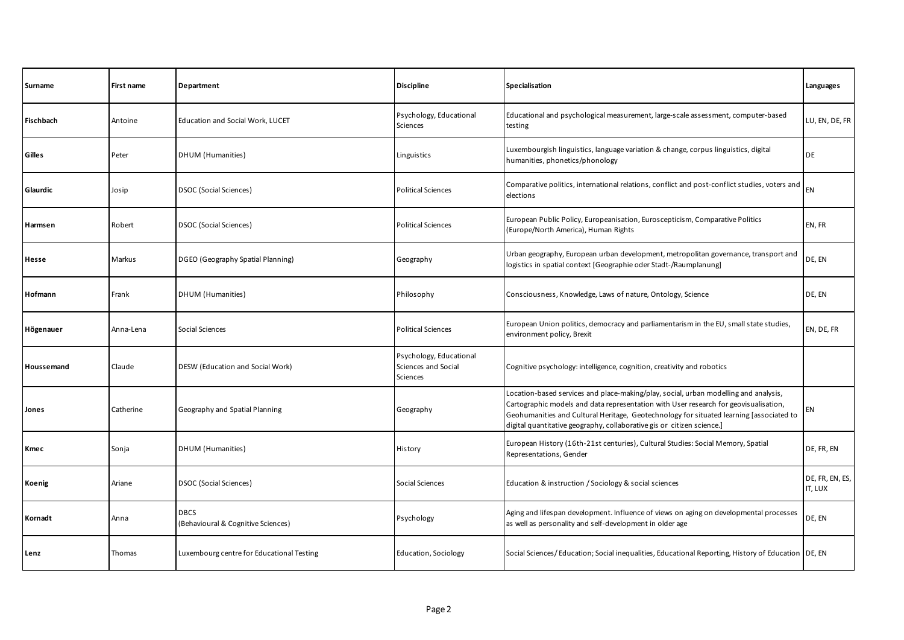| Surname | First name | Department | Discipline | Specialisation | Languages |
| --- | --- | --- | --- | --- | --- |
| **Fischbach** | Antoine | Education and Social Work, LUCET | Psychology, Educational Sciences | Educational and psychological measurement, large-scale assessment, computer-based testing | LU, EN, DE, FR |
| **Gilles** | Peter | DHUM (Humanities) | Linguistics | Luxembourgish linguistics, language variation & change, corpus linguistics, digital humanities, phonetics/phonology | DE |
| **Glaurdic** | Josip | DSOC (Social Sciences) | Political Sciences | Comparative politics, international relations, conflict and post-conflict studies, voters and elections | EN |
| **Harmsen** | Robert | DSOC (Social Sciences) | Political Sciences | European Public Policy, Europeanisation, Euroscepticism, Comparative Politics (Europe/North America), Human Rights | EN, FR |
| **Hesse** | Markus | DGEO (Geography Spatial Planning) | Geography | Urban geography, European urban development, metropolitan governance, transport and logistics in spatial context [Geographie oder Stadt-/Raumplanung] | DE, EN |
| **Hofmann** | Frank | DHUM (Humanities) | Philosophy | Consciousness, Knowledge, Laws of nature, Ontology, Science | DE, EN |
| **Högenauer** | Anna-Lena | Social Sciences | Political Sciences | European Union politics, democracy and parliamentarism in the EU, small state studies, environment policy, Brexit | EN, DE, FR |
| **Houssemand** | Claude | DESW (Education and Social Work) | Psychology, Educational Sciences and Social Sciences | Cognitive psychology: intelligence, cognition, creativity and robotics | |
| **Jones** | Catherine | Geography and Spatial Planning | Geography | Location-based services and place-making/play, social, urban modelling and analysis, Cartographic models and data representation with User research for geovisualisation, Geohumanities and Cultural Heritage, Geotechnology for situated learning [associated to digital quantitative geography, collaborative gis or citizen science.] | EN |
| **Kmec** | Sonja | DHUM (Humanities) | History | European History (16th-21st centuries), Cultural Studies: Social Memory, Spatial Representations, Gender | DE, FR, EN |
| **Koenig** | Ariane | DSOC (Social Sciences) | Social Sciences | Education & instruction / Sociology & social sciences | DE, FR, EN, ES, IT, LUX |
| **Kornadt** | Anna | DBCS (Behavioural & Cognitive Sciences) | Psychology | Aging and lifespan development. Influence of views on aging on developmental processes as well as personality and self-development in older age | DE, EN |
| **Lenz** | Thomas | Luxembourg centre for Educational Testing | Education, Sociology | Social Sciences/ Education; Social inequalities, Educational Reporting, History of Education | DE, EN |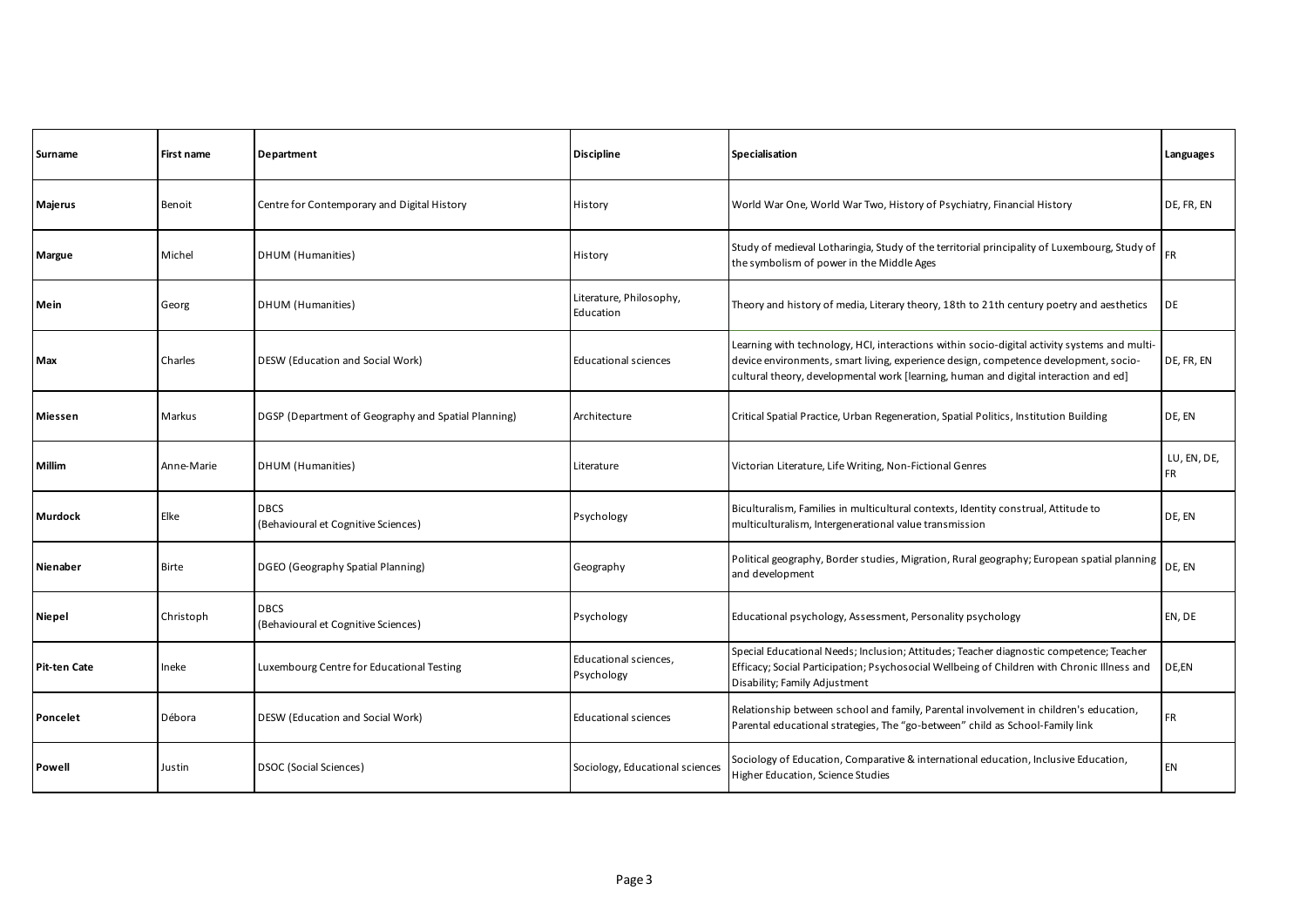| Surname | First name | Department | Discipline | Specialisation | Languages |
|---|---|---|---|---|---|
| **Majerus** | Benoit | Centre for Contemporary and Digital History | History | World War One, World War Two, History of Psychiatry, Financial History | DE, FR, EN |
| **Margue** | Michel | DHUM (Humanities) | History | Study of medieval Lotharingia, Study of the territorial principality of Luxembourg, Study of the symbolism of power in the Middle Ages | FR |
| **Mein** | Georg | DHUM (Humanities) | Literature, Philosophy, Education | Theory and history of media, Literary theory, 18th to 21th century poetry and aesthetics | DE |
| **Max** | Charles | DESW (Education and Social Work) | Educational sciences | Learning with technology, HCI, interactions within socio-digital activity systems and multi-device environments, smart living, experience design, competence development, socio-cultural theory, developmental work [learning, human and digital interaction and ed] | DE, FR, EN |
| **Miessen** | Markus | DGSP (Department of Geography and Spatial Planning) | Architecture | Critical Spatial Practice, Urban Regeneration, Spatial Politics, Institution Building | DE, EN |
| **Millim** | Anne-Marie | DHUM (Humanities) | Literature | Victorian Literature, Life Writing, Non-Fictional Genres | LU, EN, DE, FR |
| **Murdock** | Elke | DBCS (Behavioural et Cognitive Sciences) | Psychology | Biculturalism, Families in multicultural contexts, Identity construal, Attitude to multiculturalism, Intergenerational value transmission | DE, EN |
| **Nienaber** | Birte | DGEO (Geography Spatial Planning) | Geography | Political geography, Border studies, Migration, Rural geography; European spatial planning and development | DE, EN |
| **Niepel** | Christoph | DBCS (Behavioural et Cognitive Sciences) | Psychology | Educational psychology, Assessment, Personality psychology | EN, DE |
| **Pit-ten Cate** | Ineke | Luxembourg Centre for Educational Testing | Educational sciences, Psychology | Special Educational Needs; Inclusion; Attitudes; Teacher diagnostic competence; Teacher Efficacy; Social Participation; Psychosocial Wellbeing of Children with Chronic Illness and Disability; Family Adjustment | DE,EN |
| **Poncelet** | Débora | DESW (Education and Social Work) | Educational sciences | Relationship between school and family, Parental involvement in children's education, Parental educational strategies, The "go-between" child as School-Family link | FR |
| **Powell** | Justin | DSOC (Social Sciences) | Sociology, Educational sciences | Sociology of Education, Comparative & international education, Inclusive Education, Higher Education, Science Studies | EN |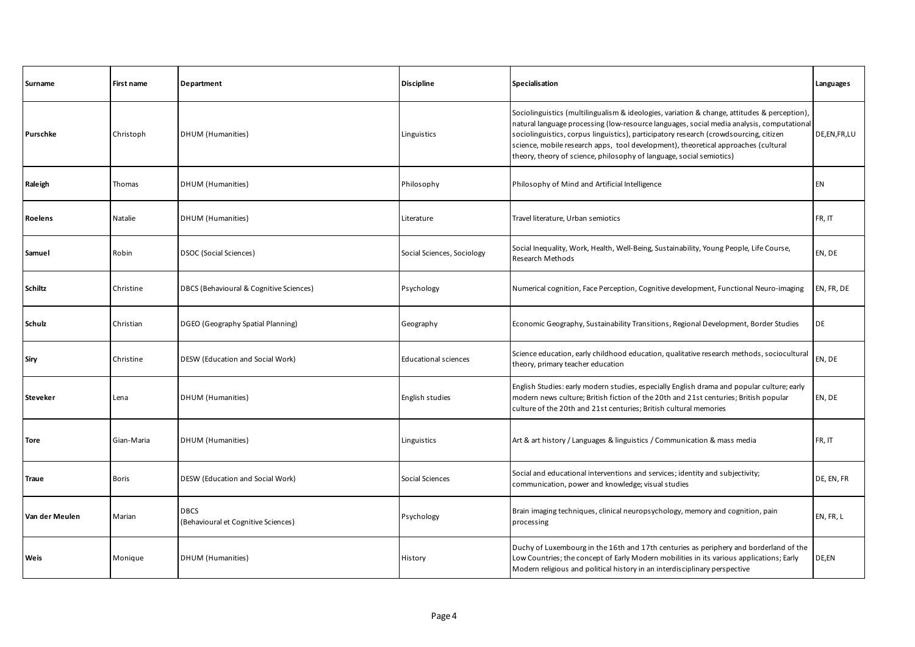| Surname | First name | Department | Discipline | Specialisation | Languages |
| --- | --- | --- | --- | --- | --- |
| **Purschke** | Christoph | DHUM (Humanities) | Linguistics | Sociolinguistics (multilingualism & ideologies, variation & change, attitudes & perception), natural language processing (low-resource languages, social media analysis, computational sociolinguistics, corpus linguistics), participatory research (crowdsourcing, citizen science, mobile research apps, tool development), theoretical approaches (cultural theory, theory of science, philosophy of language, social semiotics) | DE,EN,FR,LU |
| **Raleigh** | Thomas | DHUM (Humanities) | Philosophy | Philosophy of Mind and Artificial Intelligence | EN |
| **Roelens** | Natalie | DHUM (Humanities) | Literature | Travel literature, Urban semiotics | FR, IT |
| **Samuel** | Robin | DSOC (Social Sciences) | Social Sciences, Sociology | Social Inequality, Work, Health, Well-Being, Sustainability, Young People, Life Course, Research Methods | EN, DE |
| **Schiltz** | Christine | DBCS (Behavioural & Cognitive Sciences) | Psychology | Numerical cognition, Face Perception, Cognitive development, Functional Neuro-imaging | EN, FR, DE |
| **Schulz** | Christian | DGEO (Geography Spatial Planning) | Geography | Economic Geography, Sustainability Transitions, Regional Development, Border Studies | DE |
| **Siry** | Christine | DESW (Education and Social Work) | Educational sciences | Science education, early childhood education, qualitative research methods, sociocultural theory, primary teacher education | EN, DE |
| **Steveker** | Lena | DHUM (Humanities) | English studies | English Studies: early modern studies, especially English drama and popular culture; early modern news culture; British fiction of the 20th and 21st centuries; British popular culture of the 20th and 21st centuries; British cultural memories | EN, DE |
| **Tore** | Gian-Maria | DHUM (Humanities) | Linguistics | Art & art history / Languages & linguistics / Communication & mass media | FR, IT |
| **Traue** | Boris | DESW (Education and Social Work) | Social Sciences | Social and educational interventions and services; identity and subjectivity; communication, power and knowledge; visual studies | DE, EN, FR |
| **Van der Meulen** | Marian | DBCS (Behavioural et Cognitive Sciences) | Psychology | Brain imaging techniques, clinical neuropsychology, memory and cognition, pain processing | EN, FR, L |
| **Weis** | Monique | DHUM (Humanities) | History | Duchy of Luxembourg in the 16th and 17th centuries as periphery and borderland of the Low Countries; the concept of Early Modern mobilities in its various applications; Early Modern religious and political history in an interdisciplinary perspective | DE,EN |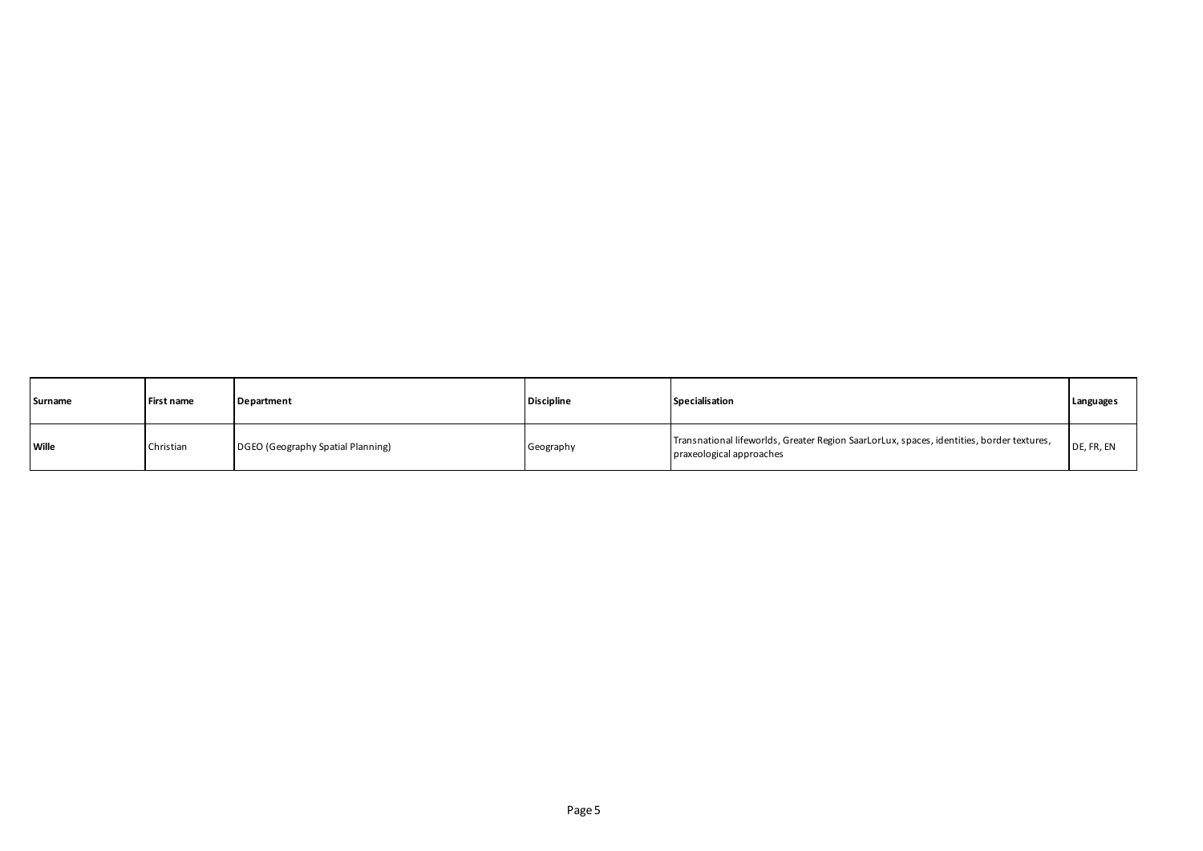| Surname | First name | Department | Discipline | Specialisation | Languages |
|---|---|---|---|---|---|
| **Wille** | Christian | DGEO (Geography Spatial Planning) | Geography | Transnational lifeworlds, Greater Region SaarLorLux, spaces, identities, border textures, praxeological approaches | DE, FR, EN |